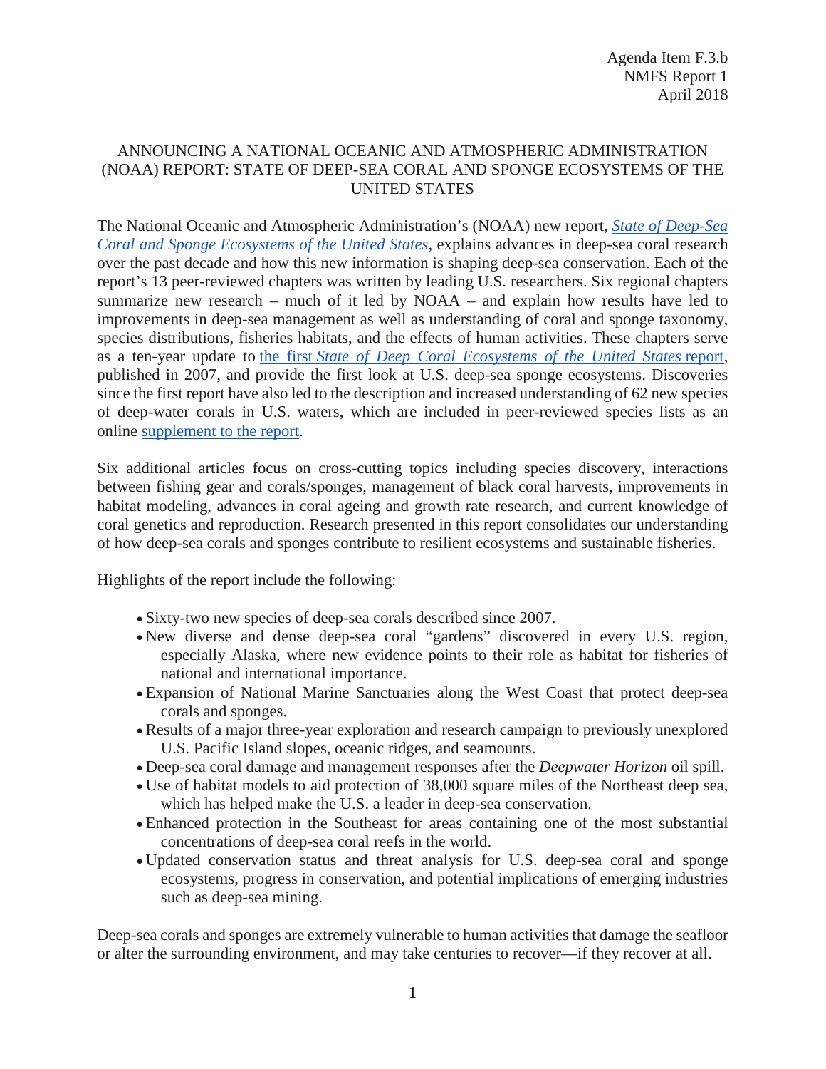Agenda Item F.3.b
NMFS Report 1
April 2018

# ANNOUNCING A NATIONAL OCEANIC AND ATMOSPHERIC ADMINISTRATION (NOAA) REPORT: STATE OF DEEP-SEA CORAL AND SPONGE ECOSYSTEMS OF THE UNITED STATES

The National Oceanic and Atmospheric Administration's (NOAA) new report, *State of Deep-Sea Coral and Sponge Ecosystems of the United States*, explains advances in deep-sea coral research over the past decade and how this new information is shaping deep-sea conservation. Each of the report's 13 peer-reviewed chapters was written by leading U.S. researchers. Six regional chapters summarize new research – much of it led by NOAA – and explain how results have led to improvements in deep-sea management as well as understanding of coral and sponge taxonomy, species distributions, fisheries habitats, and the effects of human activities. These chapters serve as a ten-year update to the first *State of Deep Coral Ecosystems of the United States* report, published in 2007, and provide the first look at U.S. deep-sea sponge ecosystems. Discoveries since the first report have also led to the description and increased understanding of 62 new species of deep-water corals in U.S. waters, which are included in peer-reviewed species lists as an online supplement to the report.

Six additional articles focus on cross-cutting topics including species discovery, interactions between fishing gear and corals/sponges, management of black coral harvests, improvements in habitat modeling, advances in coral ageing and growth rate research, and current knowledge of coral genetics and reproduction. Research presented in this report consolidates our understanding of how deep-sea corals and sponges contribute to resilient ecosystems and sustainable fisheries.

Highlights of the report include the following:

- Sixty-two new species of deep-sea corals described since 2007.
- New diverse and dense deep-sea coral "gardens" discovered in every U.S. region, especially Alaska, where new evidence points to their role as habitat for fisheries of national and international importance.
- Expansion of National Marine Sanctuaries along the West Coast that protect deep-sea corals and sponges.
- Results of a major three-year exploration and research campaign to previously unexplored U.S. Pacific Island slopes, oceanic ridges, and seamounts.
- Deep-sea coral damage and management responses after the *Deepwater Horizon* oil spill.
- Use of habitat models to aid protection of 38,000 square miles of the Northeast deep sea, which has helped make the U.S. a leader in deep-sea conservation.
- Enhanced protection in the Southeast for areas containing one of the most substantial concentrations of deep-sea coral reefs in the world.
- Updated conservation status and threat analysis for U.S. deep-sea coral and sponge ecosystems, progress in conservation, and potential implications of emerging industries such as deep-sea mining.

Deep-sea corals and sponges are extremely vulnerable to human activities that damage the seafloor or alter the surrounding environment, and may take centuries to recover—if they recover at all.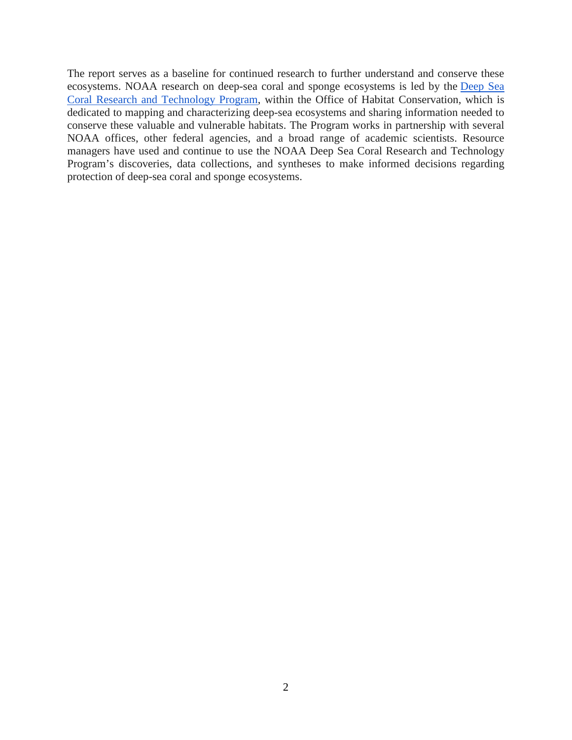The report serves as a baseline for continued research to further understand and conserve these ecosystems. NOAA research on deep-sea coral and sponge ecosystems is led by the [Deep Sea Coral Research and Technology Program](), within the Office of Habitat Conservation, which is dedicated to mapping and characterizing deep-sea ecosystems and sharing information needed to conserve these valuable and vulnerable habitats. The Program works in partnership with several NOAA offices, other federal agencies, and a broad range of academic scientists. Resource managers have used and continue to use the NOAA Deep Sea Coral Research and Technology Program's discoveries, data collections, and syntheses to make informed decisions regarding protection of deep-sea coral and sponge ecosystems.